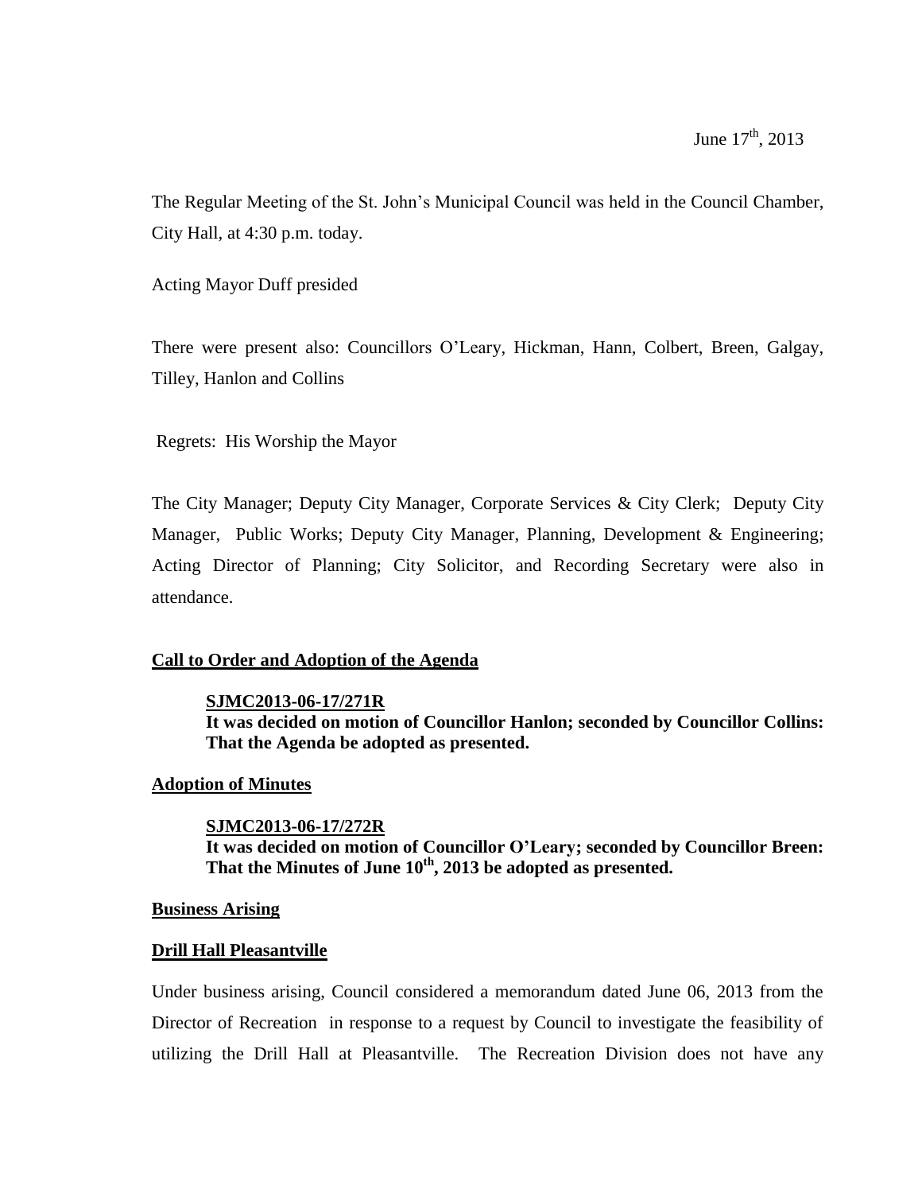June 17th, 2013

The Regular Meeting of the St. John's Municipal Council was held in the Council Chamber, City Hall, at 4:30 p.m. today.

Acting Mayor Duff presided

There were present also: Councillors O'Leary, Hickman, Hann, Colbert, Breen, Galgay, Tilley, Hanlon and Collins

Regrets: His Worship the Mayor

The City Manager; Deputy City Manager, Corporate Services & City Clerk; Deputy City Manager, Public Works; Deputy City Manager, Planning, Development & Engineering; Acting Director of Planning; City Solicitor, and Recording Secretary were also in attendance.

## Call to Order and Adoption of the Agenda

**SJMC2013-06-17/271R**
**It was decided on motion of Councillor Hanlon; seconded by Councillor Collins: That the Agenda be adopted as presented.**

## Adoption of Minutes

**SJMC2013-06-17/272R**
**It was decided on motion of Councillor O'Leary; seconded by Councillor Breen: That the Minutes of June 10th, 2013 be adopted as presented.**

## Business Arising

## Drill Hall Pleasantville

Under business arising, Council considered a memorandum dated June 06, 2013 from the Director of Recreation in response to a request by Council to investigate the feasibility of utilizing the Drill Hall at Pleasantville. The Recreation Division does not have any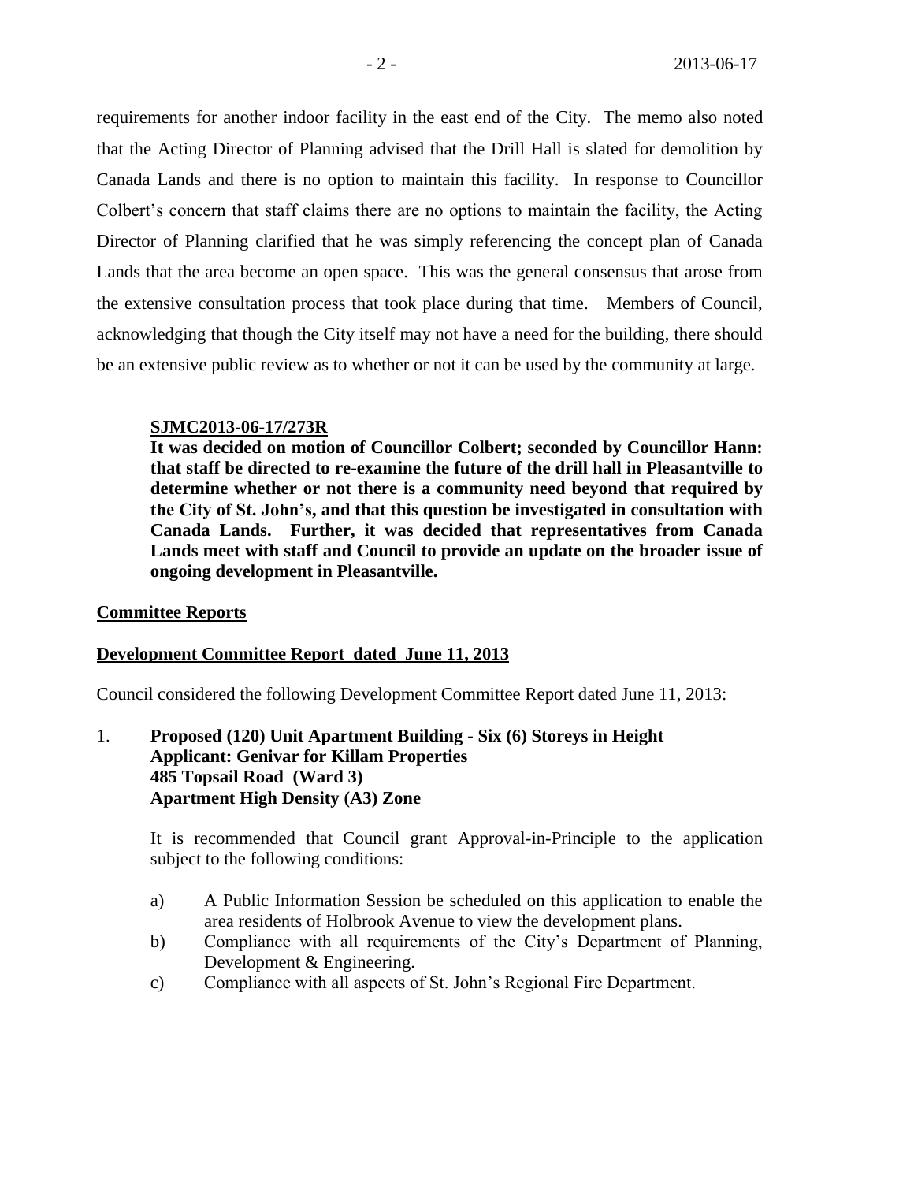requirements for another indoor facility in the east end of the City. The memo also noted that the Acting Director of Planning advised that the Drill Hall is slated for demolition by Canada Lands and there is no option to maintain this facility. In response to Councillor Colbert's concern that staff claims there are no options to maintain the facility, the Acting Director of Planning clarified that he was simply referencing the concept plan of Canada Lands that the area become an open space. This was the general consensus that arose from the extensive consultation process that took place during that time. Members of Council, acknowledging that though the City itself may not have a need for the building, there should be an extensive public review as to whether or not it can be used by the community at large.

**SJMC2013-06-17/273R**
**It was decided on motion of Councillor Colbert; seconded by Councillor Hann: that staff be directed to re-examine the future of the drill hall in Pleasantville to determine whether or not there is a community need beyond that required by the City of St. John's, and that this question be investigated in consultation with Canada Lands. Further, it was decided that representatives from Canada Lands meet with staff and Council to provide an update on the broader issue of ongoing development in Pleasantville.**

**Committee Reports**

**Development Committee Report dated June 11, 2013**

Council considered the following Development Committee Report dated June 11, 2013:

1. **Proposed (120) Unit Apartment Building - Six (6) Storeys in Height**
   **Applicant: Genivar for Killam Properties**
   **485 Topsail Road (Ward 3)**
   **Apartment High Density (A3) Zone**

   It is recommended that Council grant Approval-in-Principle to the application subject to the following conditions:

   a) A Public Information Session be scheduled on this application to enable the area residents of Holbrook Avenue to view the development plans.
   b) Compliance with all requirements of the City's Department of Planning, Development & Engineering.
   c) Compliance with all aspects of St. John's Regional Fire Department.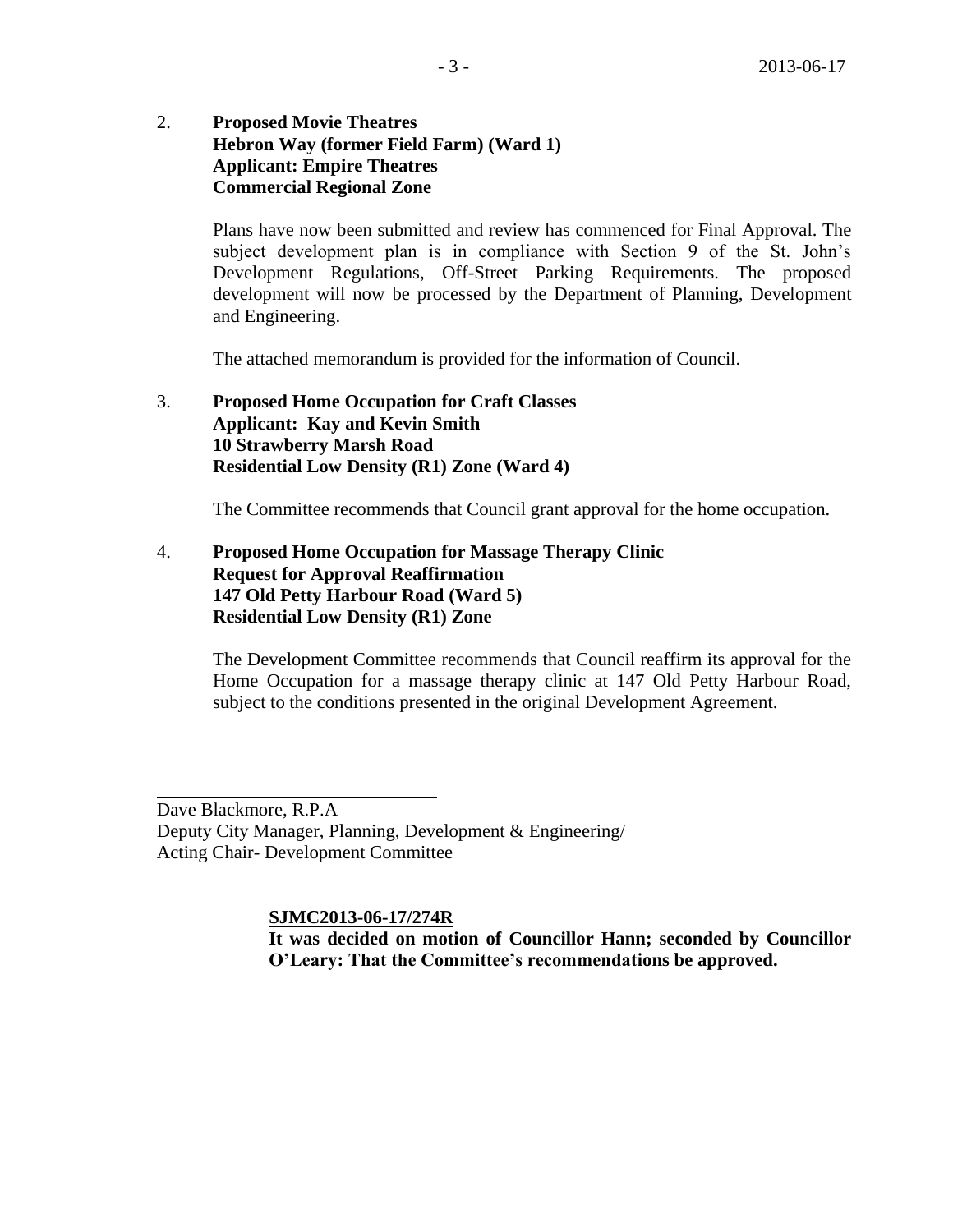2. **Proposed Movie Theatres**
   **Hebron Way (former Field Farm) (Ward 1)**
   **Applicant: Empire Theatres**
   **Commercial Regional Zone**

   Plans have now been submitted and review has commenced for Final Approval. The subject development plan is in compliance with Section 9 of the St. John's Development Regulations, Off-Street Parking Requirements. The proposed development will now be processed by the Department of Planning, Development and Engineering.

   The attached memorandum is provided for the information of Council.

3. **Proposed Home Occupation for Craft Classes**
   **Applicant: Kay and Kevin Smith**
   **10 Strawberry Marsh Road**
   **Residential Low Density (R1) Zone (Ward 4)**

   The Committee recommends that Council grant approval for the home occupation.

4. **Proposed Home Occupation for Massage Therapy Clinic**
   **Request for Approval Reaffirmation**
   **147 Old Petty Harbour Road (Ward 5)**
   **Residential Low Density (R1) Zone**

   The Development Committee recommends that Council reaffirm its approval for the Home Occupation for a massage therapy clinic at 147 Old Petty Harbour Road, subject to the conditions presented in the original Development Agreement.

Dave Blackmore, R.P.A
Deputy City Manager, Planning, Development & Engineering/
Acting Chair- Development Committee

**SJMC2013-06-17/274R**
**It was decided on motion of Councillor Hann; seconded by Councillor O'Leary: That the Committee's recommendations be approved.**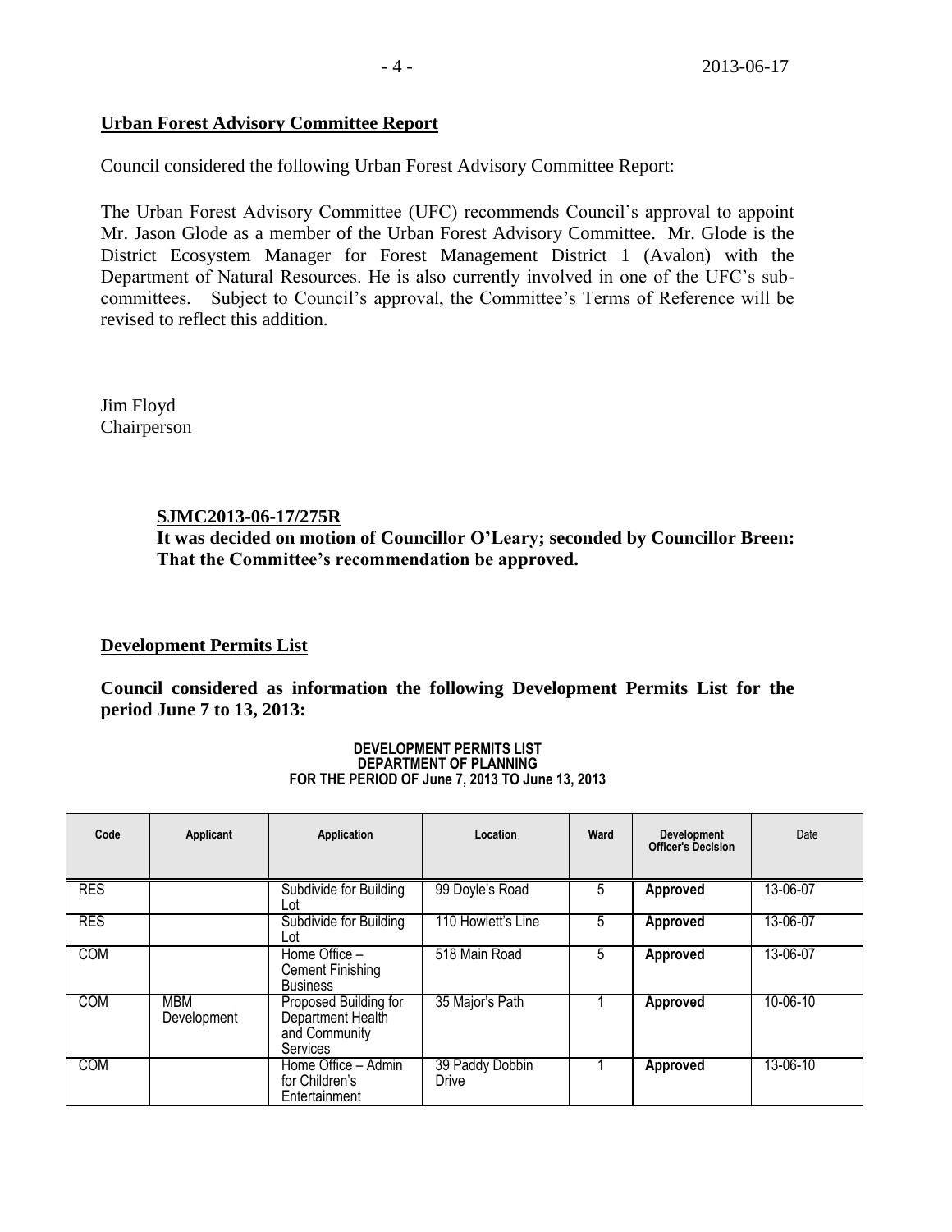## Urban Forest Advisory Committee Report

Council considered the following Urban Forest Advisory Committee Report:

The Urban Forest Advisory Committee (UFC) recommends Council's approval to appoint Mr. Jason Glode as a member of the Urban Forest Advisory Committee. Mr. Glode is the District Ecosystem Manager for Forest Management District 1 (Avalon) with the Department of Natural Resources. He is also currently involved in one of the UFC's sub-committees. Subject to Council's approval, the Committee's Terms of Reference will be revised to reflect this addition.

Jim Floyd
Chairperson

**SJMC2013-06-17/275R**
**It was decided on motion of Councillor O'Leary; seconded by Councillor Breen: That the Committee's recommendation be approved.**

## Development Permits List

**Council considered as information the following Development Permits List for the period June 7 to 13, 2013:**

**DEVELOPMENT PERMITS LIST**
**DEPARTMENT OF PLANNING**
**FOR THE PERIOD OF June 7, 2013 TO June 13, 2013**

| Code | Applicant | Application | Location | Ward | Development Officer's Decision | Date |
|---|---|---|---|---|---|---|
| RES | | Subdivide for Building Lot | 99 Doyle's Road | 5 | **Approved** | 13-06-07 |
| RES | | Subdivide for Building Lot | 110 Howlett's Line | 5 | **Approved** | 13-06-07 |
| COM | | Home Office – Cement Finishing Business | 518 Main Road | 5 | **Approved** | 13-06-07 |
| COM | MBM Development | Proposed Building for Department Health and Community Services | 35 Major's Path | 1 | **Approved** | 10-06-10 |
| COM | | Home Office – Admin for Children's Entertainment | 39 Paddy Dobbin Drive | 1 | **Approved** | 13-06-10 |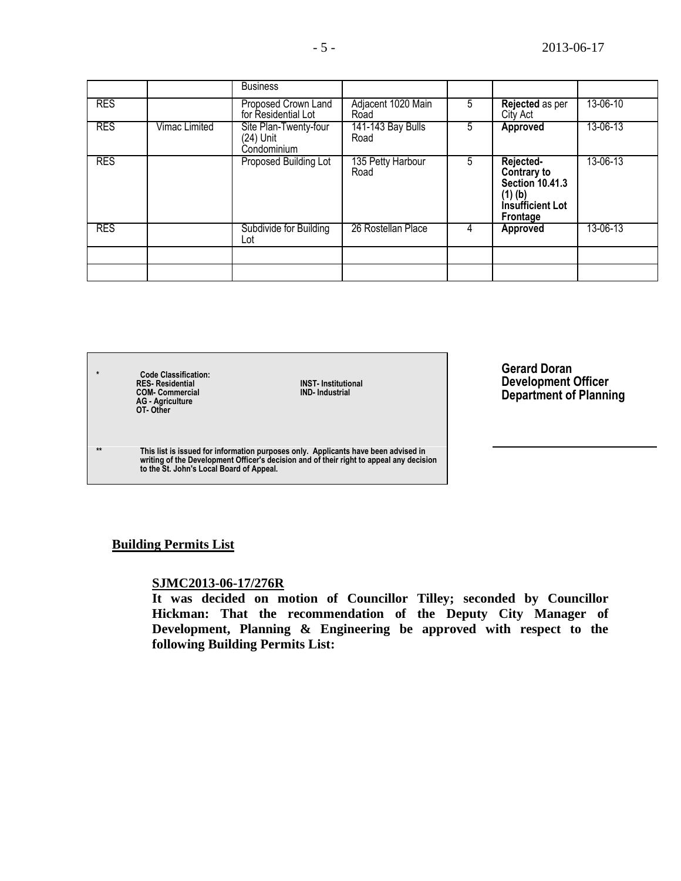| | | Business | | | | |
|---|---|---|---|---|---|---|
| RES | | Proposed Crown Land for Residential Lot | Adjacent 1020 Main Road | 5 | **Rejected** as per City Act | 13-06-10 |
| RES | Vimac Limited | Site Plan-Twenty-four (24) Unit Condominium | 141-143 Bay Bulls Road | 5 | **Approved** | 13-06-13 |
| RES | | Proposed Building Lot | 135 Petty Harbour Road | 5 | **Rejected- Contrary to Section 10.41.3 (1) (b) Insufficient Lot Frontage** | 13-06-13 |
| RES | | Subdivide for Building Lot | 26 Rostellan Place | 4 | **Approved** | 13-06-13 |
| | | | | | | |
| | | | | | | |

| | | |
|---|---|---|
| * | **Code Classification:**<br>**RES- Residential**<br>**COM- Commercial**<br>**AG - Agriculture**<br>**OT- Other** | **INST- Institutional**<br>**IND- Industrial** |
| ** | **This list is issued for information purposes only. Applicants have been advised in writing of the Development Officer's decision and of their right to appeal any decision to the St. John's Local Board of Appeal.** | |

**Gerard Doran**
**Development Officer**
**Department of Planning**

**Building Permits List**

**SJMC2013-06-17/276R**
**It was decided on motion of Councillor Tilley; seconded by Councillor Hickman: That the recommendation of the Deputy City Manager of Development, Planning & Engineering be approved with respect to the following Building Permits List:**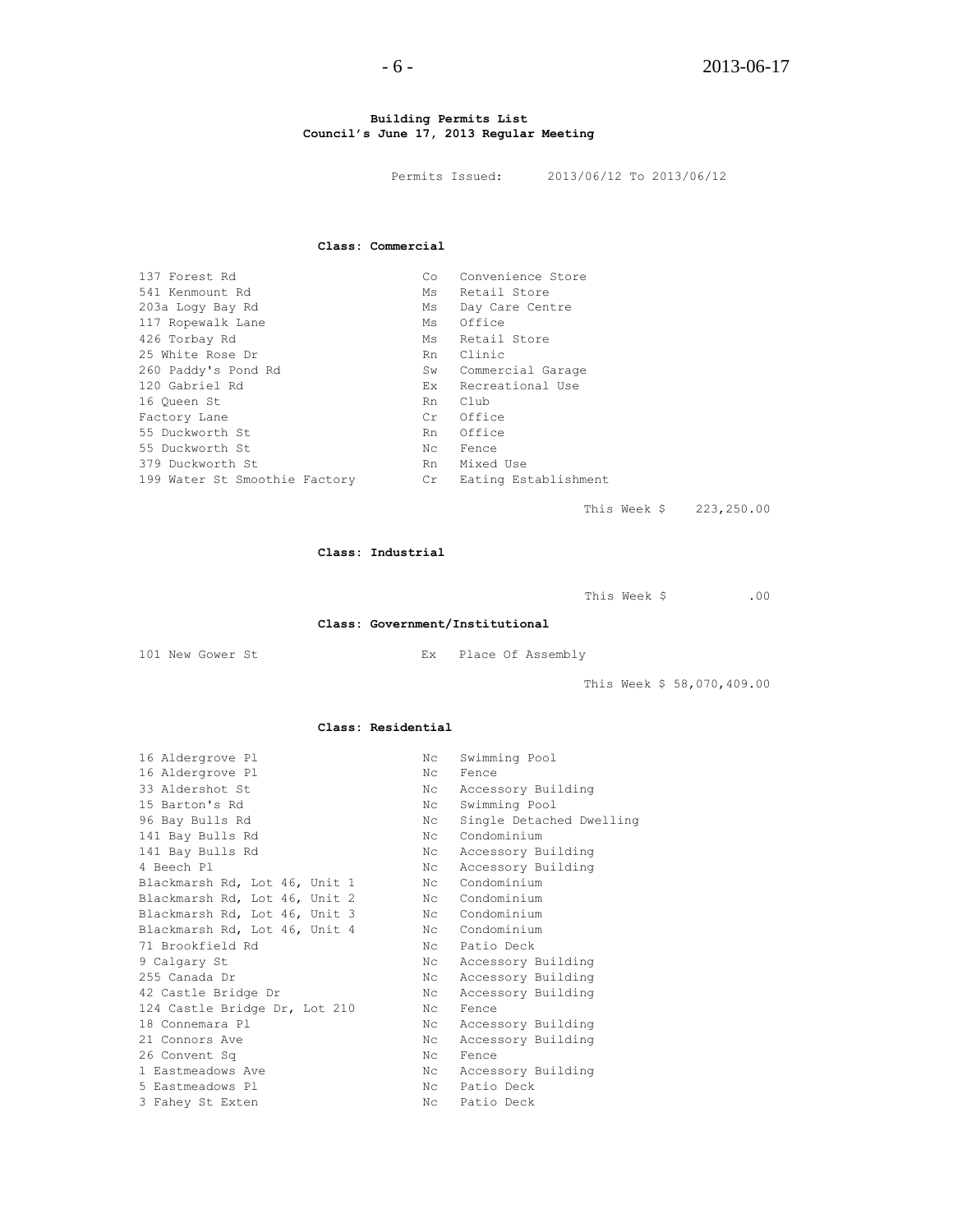**Building Permits List**
**Council's June 17, 2013 Regular Meeting**

Permits Issued: 2013/06/12 To 2013/06/12

**Class: Commercial**

| | | |
|---|---|---|
| 137 Forest Rd | Co | Convenience Store |
| 541 Kenmount Rd | Ms | Retail Store |
| 203a Logy Bay Rd | Ms | Day Care Centre |
| 117 Ropewalk Lane | Ms | Office |
| 426 Torbay Rd | Ms | Retail Store |
| 25 White Rose Dr | Rn | Clinic |
| 260 Paddy's Pond Rd | Sw | Commercial Garage |
| 120 Gabriel Rd | Ex | Recreational Use |
| 16 Queen St | Rn | Club |
| Factory Lane | Cr | Office |
| 55 Duckworth St | Rn | Office |
| 55 Duckworth St | Nc | Fence |
| 379 Duckworth St | Rn | Mixed Use |
| 199 Water St Smoothie Factory | Cr | Eating Establishment |

This Week $ 223,250.00

**Class: Industrial**

This Week $ .00

**Class: Government/Institutional**

| | | |
|---|---|---|
| 101 New Gower St | Ex | Place Of Assembly |

This Week $ 58,070,409.00

**Class: Residential**

| | | |
|---|---|---|
| 16 Aldergrove Pl | Nc | Swimming Pool |
| 16 Aldergrove Pl | Nc | Fence |
| 33 Aldershot St | Nc | Accessory Building |
| 15 Barton's Rd | Nc | Swimming Pool |
| 96 Bay Bulls Rd | Nc | Single Detached Dwelling |
| 141 Bay Bulls Rd | Nc | Condominium |
| 141 Bay Bulls Rd | Nc | Accessory Building |
| 4 Beech Pl | Nc | Accessory Building |
| Blackmarsh Rd, Lot 46, Unit 1 | Nc | Condominium |
| Blackmarsh Rd, Lot 46, Unit 2 | Nc | Condominium |
| Blackmarsh Rd, Lot 46, Unit 3 | Nc | Condominium |
| Blackmarsh Rd, Lot 46, Unit 4 | Nc | Condominium |
| 71 Brookfield Rd | Nc | Patio Deck |
| 9 Calgary St | Nc | Accessory Building |
| 255 Canada Dr | Nc | Accessory Building |
| 42 Castle Bridge Dr | Nc | Accessory Building |
| 124 Castle Bridge Dr, Lot 210 | Nc | Fence |
| 18 Connemara Pl | Nc | Accessory Building |
| 21 Connors Ave | Nc | Accessory Building |
| 26 Convent Sq | Nc | Fence |
| 1 Eastmeadows Ave | Nc | Accessory Building |
| 5 Eastmeadows Pl | Nc | Patio Deck |
| 3 Fahey St Exten | Nc | Patio Deck |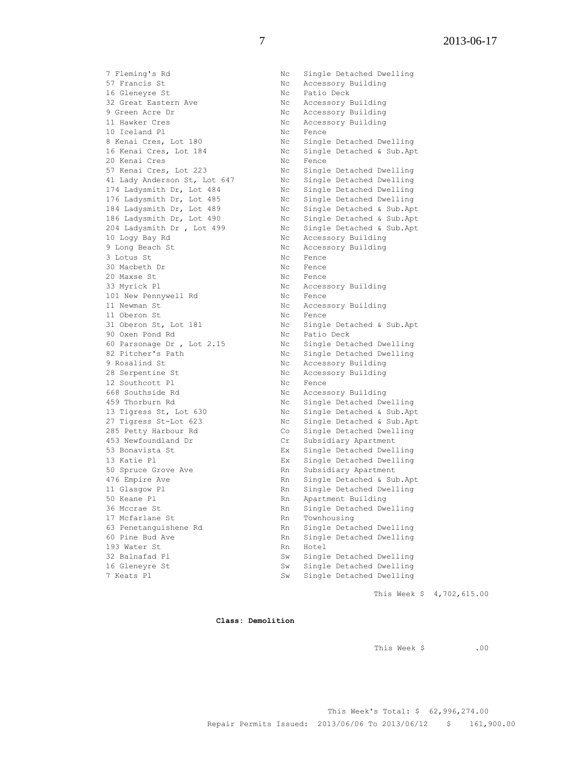| | | |
|---|---|---|
| 7 Fleming's Rd | Nc | Single Detached Dwelling |
| 57 Francis St | Nc | Accessory Building |
| 16 Gleneyre St | Nc | Patio Deck |
| 32 Great Eastern Ave | Nc | Accessory Building |
| 9 Green Acre Dr | Nc | Accessory Building |
| 11 Hawker Cres | Nc | Accessory Building |
| 10 Iceland Pl | Nc | Fence |
| 8 Kenai Cres, Lot 180 | Nc | Single Detached Dwelling |
| 16 Kenai Cres, Lot 184 | Nc | Single Detached & Sub.Apt |
| 20 Kenai Cres | Nc | Fence |
| 57 Kenai Cres, Lot 223 | Nc | Single Detached Dwelling |
| 41 Lady Anderson St, Lot 647 | Nc | Single Detached Dwelling |
| 174 Ladysmith Dr, Lot 484 | Nc | Single Detached Dwelling |
| 176 Ladysmith Dr, Lot 485 | Nc | Single Detached Dwelling |
| 184 Ladysmith Dr, Lot 489 | Nc | Single Detached & Sub.Apt |
| 186 Ladysmith Dr, Lot 490 | Nc | Single Detached & Sub.Apt |
| 204 Ladysmith Dr , Lot 499 | Nc | Single Detached & Sub.Apt |
| 10 Logy Bay Rd | Nc | Accessory Building |
| 9 Long Beach St | Nc | Accessory Building |
| 3 Lotus St | Nc | Fence |
| 30 Macbeth Dr | Nc | Fence |
| 20 Maxse St | Nc | Fence |
| 33 Myrick Pl | Nc | Accessory Building |
| 101 New Pennywell Rd | Nc | Fence |
| 11 Newman St | Nc | Accessory Building |
| 11 Oberon St | Nc | Fence |
| 31 Oberon St, Lot 181 | Nc | Single Detached & Sub.Apt |
| 90 Oxen Pond Rd | Nc | Patio Deck |
| 60 Parsonage Dr , Lot 2.15 | Nc | Single Detached Dwelling |
| 82 Pitcher's Path | Nc | Single Detached Dwelling |
| 9 Rosalind St | Nc | Accessory Building |
| 28 Serpentine St | Nc | Accessory Building |
| 12 Southcott Pl | Nc | Fence |
| 668 Southside Rd | Nc | Accessory Building |
| 459 Thorburn Rd | Nc | Single Detached Dwelling |
| 13 Tigress St, Lot 630 | Nc | Single Detached & Sub.Apt |
| 27 Tigress St-Lot 623 | Nc | Single Detached & Sub.Apt |
| 285 Petty Harbour Rd | Co | Single Detached Dwelling |
| 453 Newfoundland Dr | Cr | Subsidiary Apartment |
| 53 Bonavista St | Ex | Single Detached Dwelling |
| 13 Katie Pl | Ex | Single Detached Dwelling |
| 50 Spruce Grove Ave | Rn | Subsidiary Apartment |
| 476 Empire Ave | Rn | Single Detached & Sub.Apt |
| 11 Glasgow Pl | Rn | Single Detached Dwelling |
| 50 Keane Pl | Rn | Apartment Building |
| 36 Mccrae St | Rn | Single Detached Dwelling |
| 17 Mcfarlane St | Rn | Townhousing |
| 63 Penetanguishene Rd | Rn | Single Detached Dwelling |
| 60 Pine Bud Ave | Rn | Single Detached Dwelling |
| 193 Water St | Rn | Hotel |
| 32 Balnafad Pl | Sw | Single Detached Dwelling |
| 16 Gleneyre St | Sw | Single Detached Dwelling |
| 7 Keats Pl | Sw | Single Detached Dwelling |

This Week $ 4,702,615.00

**Class: Demolition**

This Week $ .00

This Week's Total: $ 62,996,274.00

Repair Permits Issued: 2013/06/06 To 2013/06/12 $ 161,900.00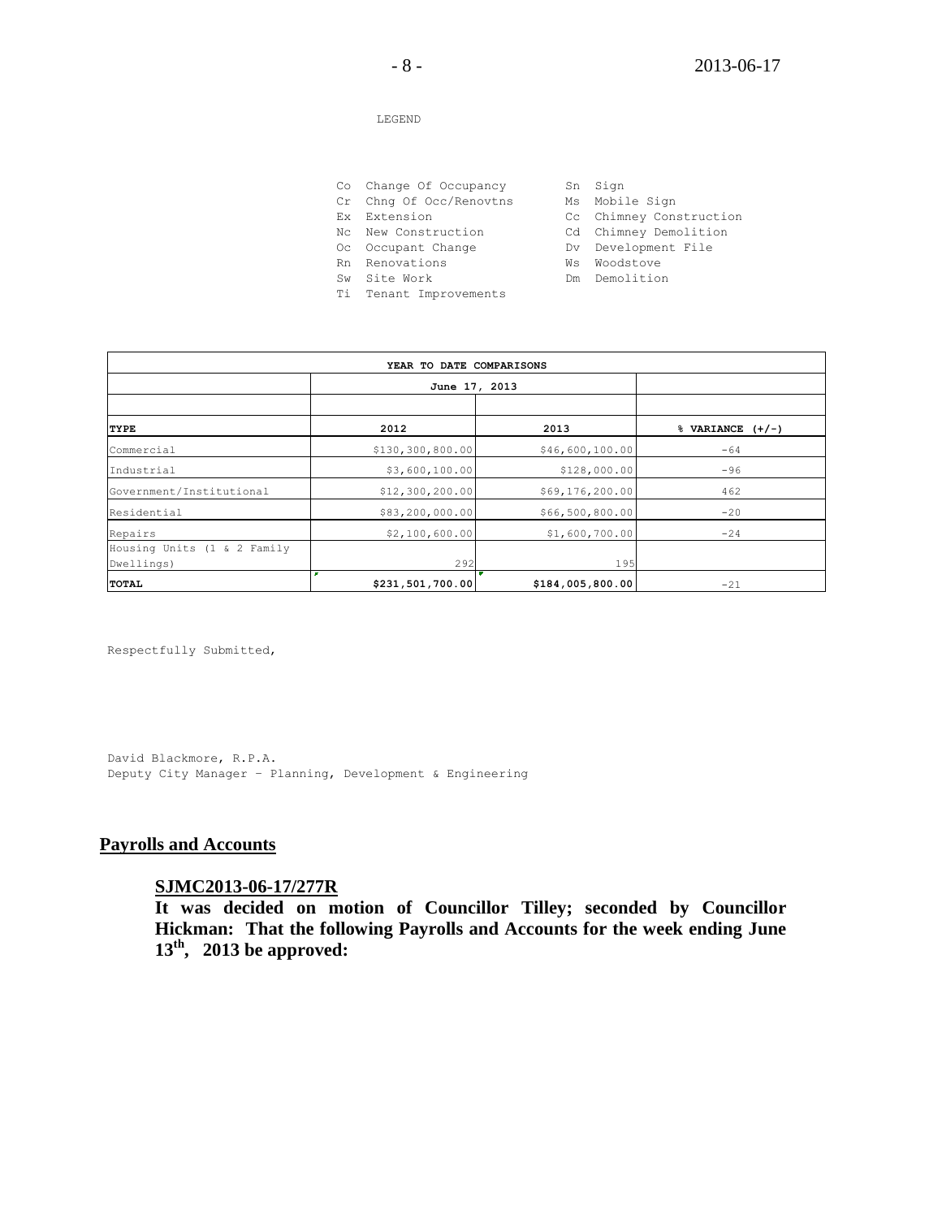LEGEND

| | | | |
|---|---|---|---|
| Co | Change Of Occupancy | Sn | Sign |
| Cr | Chng Of Occ/Renovtns | Ms | Mobile Sign |
| Ex | Extension | Cc | Chimney Construction |
| Nc | New Construction | Cd | Chimney Demolition |
| Oc | Occupant Change | Dv | Development File |
| Rn | Renovations | Ws | Woodstove |
| Sw | Site Work | Dm | Demolition |
| Ti | Tenant Improvements | | |

| YEAR TO DATE COMPARISONS | | | |
|---|---|---|---|
| | June 17, 2013 | | |
| **TYPE** | **2012** | **2013** | **% VARIANCE (+/-)** |
| Commercial | $130,300,800.00 | $46,600,100.00 | -64 |
| Industrial | $3,600,100.00 | $128,000.00 | -96 |
| Government/Institutional | $12,300,200.00 | $69,176,200.00 | 462 |
| Residential | $83,200,000.00 | $66,500,800.00 | -20 |
| Repairs | $2,100,600.00 | $1,600,700.00 | -24 |
| Housing Units (1 & 2 Family Dwellings) | 292 | 195 | |
| **TOTAL** | **$231,501,700.00** | **$184,005,800.00** | -21 |

Respectfully Submitted,

David Blackmore, R.P.A.
Deputy City Manager – Planning, Development & Engineering

## Payrolls and Accounts

### SJMC2013-06-17/277R

**It was decided on motion of Councillor Tilley; seconded by Councillor Hickman: That the following Payrolls and Accounts for the week ending June 13th, 2013 be approved:**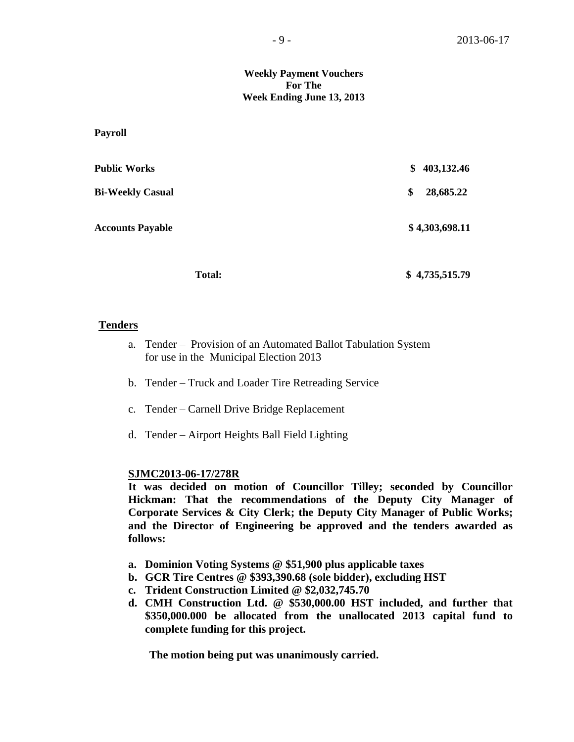**Weekly Payment Vouchers**
**For The**
**Week Ending June 13, 2013**

**Payroll**

| | |
|---|---|
| **Public Works** | **$ 403,132.46** |
| **Bi-Weekly Casual** | **$ 28,685.22** |
| **Accounts Payable** | **$ 4,303,698.11** |
| **Total:** | **$ 4,735,515.79** |

## Tenders

a. Tender – Provision of an Automated Ballot Tabulation System for use in the Municipal Election 2013

b. Tender – Truck and Loader Tire Retreading Service

c. Tender – Carnell Drive Bridge Replacement

d. Tender – Airport Heights Ball Field Lighting

**SJMC2013-06-17/278R**
**It was decided on motion of Councillor Tilley; seconded by Councillor Hickman: That the recommendations of the Deputy City Manager of Corporate Services & City Clerk; the Deputy City Manager of Public Works; and the Director of Engineering be approved and the tenders awarded as follows:**

**a. Dominion Voting Systems @ $51,900 plus applicable taxes**
**b. GCR Tire Centres @ $393,390.68 (sole bidder), excluding HST**
**c. Trident Construction Limited @ $2,032,745.70**
**d. CMH Construction Ltd. @ $530,000.00 HST included, and further that $350,000.000 be allocated from the unallocated 2013 capital fund to complete funding for this project.**

**The motion being put was unanimously carried.**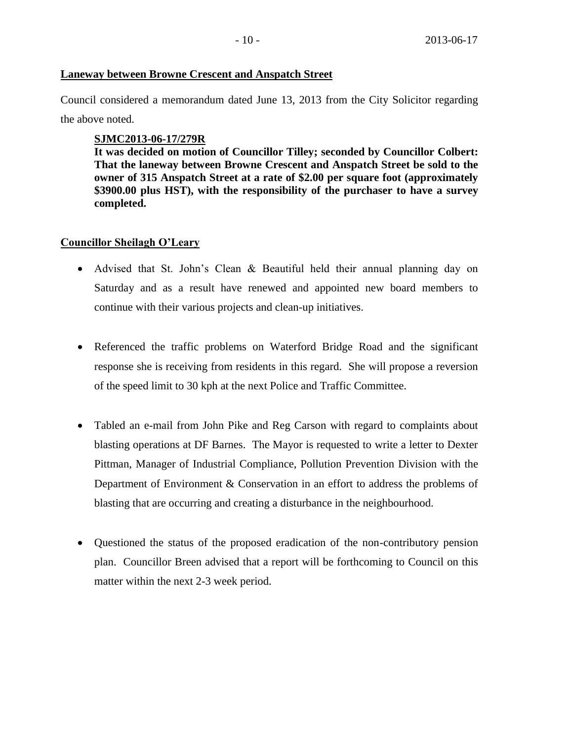**Laneway between Browne Crescent and Anspatch Street**

Council considered a memorandum dated June 13, 2013 from the City Solicitor regarding the above noted.

> **SJMC2013-06-17/279R**
> **It was decided on motion of Councillor Tilley; seconded by Councillor Colbert: That the laneway between Browne Crescent and Anspatch Street be sold to the owner of 315 Anspatch Street at a rate of $2.00 per square foot (approximately $3900.00 plus HST), with the responsibility of the purchaser to have a survey completed.**

**Councillor Sheilagh O'Leary**

- Advised that St. John's Clean & Beautiful held their annual planning day on Saturday and as a result have renewed and appointed new board members to continue with their various projects and clean-up initiatives.

- Referenced the traffic problems on Waterford Bridge Road and the significant response she is receiving from residents in this regard. She will propose a reversion of the speed limit to 30 kph at the next Police and Traffic Committee.

- Tabled an e-mail from John Pike and Reg Carson with regard to complaints about blasting operations at DF Barnes. The Mayor is requested to write a letter to Dexter Pittman, Manager of Industrial Compliance, Pollution Prevention Division with the Department of Environment & Conservation in an effort to address the problems of blasting that are occurring and creating a disturbance in the neighbourhood.

- Questioned the status of the proposed eradication of the non-contributory pension plan. Councillor Breen advised that a report will be forthcoming to Council on this matter within the next 2-3 week period.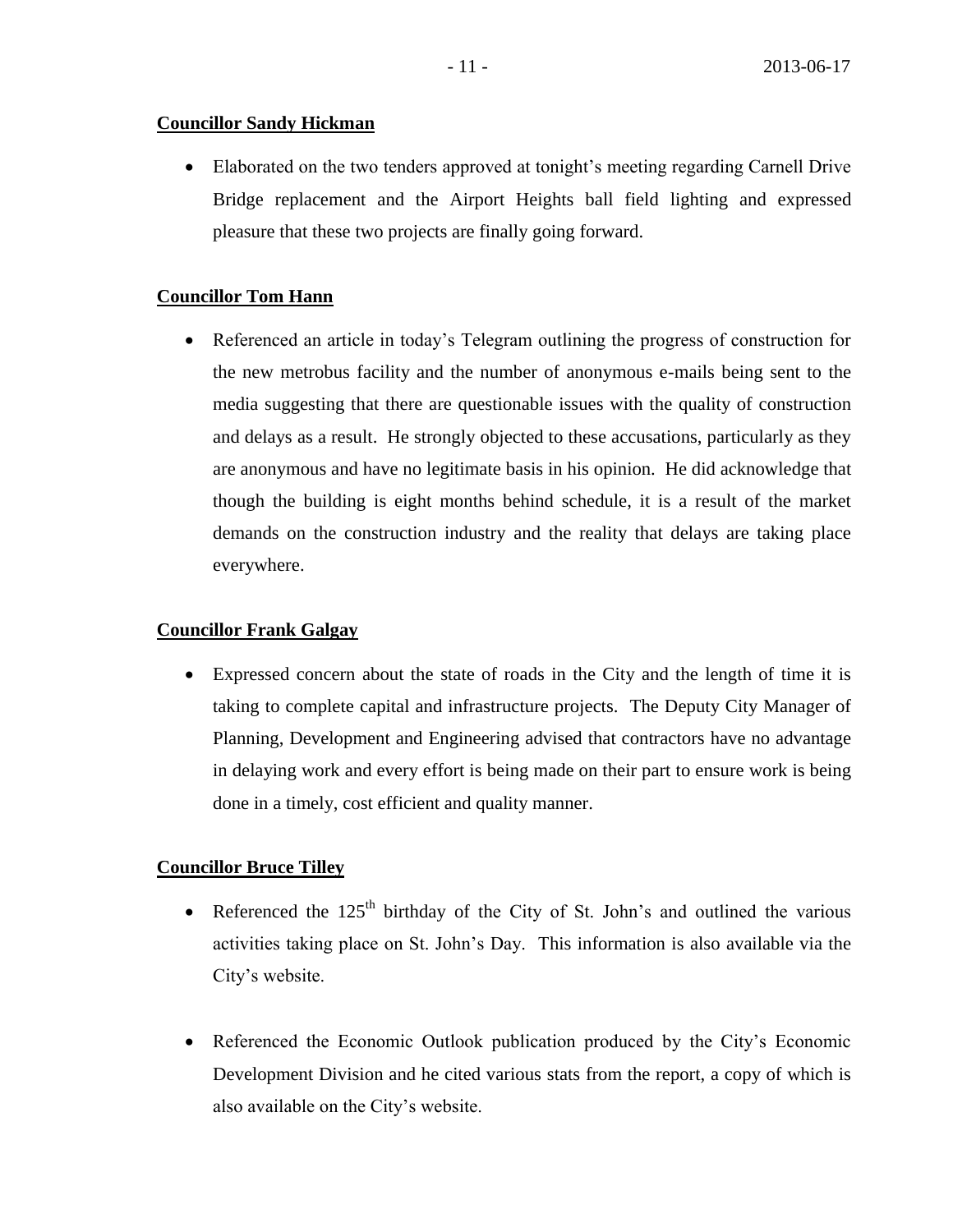**Councillor Sandy Hickman**

- Elaborated on the two tenders approved at tonight's meeting regarding Carnell Drive Bridge replacement and the Airport Heights ball field lighting and expressed pleasure that these two projects are finally going forward.

**Councillor Tom Hann**

- Referenced an article in today's Telegram outlining the progress of construction for the new metrobus facility and the number of anonymous e-mails being sent to the media suggesting that there are questionable issues with the quality of construction and delays as a result. He strongly objected to these accusations, particularly as they are anonymous and have no legitimate basis in his opinion. He did acknowledge that though the building is eight months behind schedule, it is a result of the market demands on the construction industry and the reality that delays are taking place everywhere.

**Councillor Frank Galgay**

- Expressed concern about the state of roads in the City and the length of time it is taking to complete capital and infrastructure projects. The Deputy City Manager of Planning, Development and Engineering advised that contractors have no advantage in delaying work and every effort is being made on their part to ensure work is being done in a timely, cost efficient and quality manner.

**Councillor Bruce Tilley**

- Referenced the 125th birthday of the City of St. John's and outlined the various activities taking place on St. John's Day. This information is also available via the City's website.

- Referenced the Economic Outlook publication produced by the City's Economic Development Division and he cited various stats from the report, a copy of which is also available on the City's website.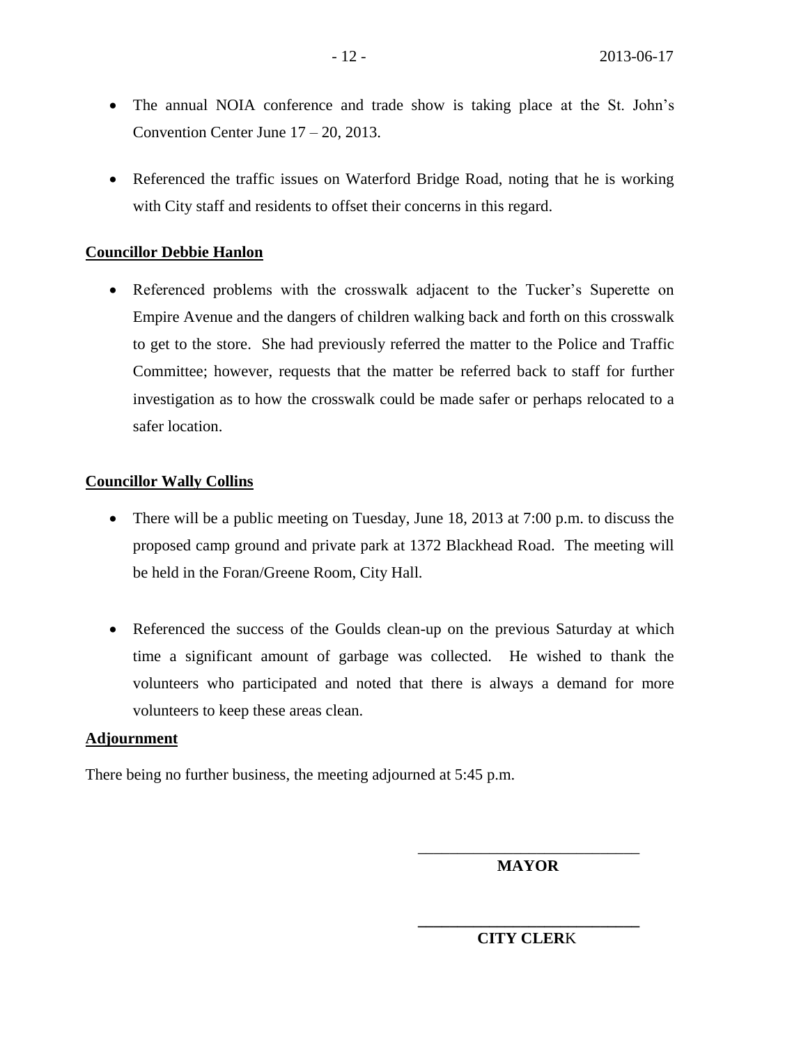- The annual NOIA conference and trade show is taking place at the St. John's Convention Center June 17 – 20, 2013.

- Referenced the traffic issues on Waterford Bridge Road, noting that he is working with City staff and residents to offset their concerns in this regard.

**Councillor Debbie Hanlon**

- Referenced problems with the crosswalk adjacent to the Tucker's Superette on Empire Avenue and the dangers of children walking back and forth on this crosswalk to get to the store. She had previously referred the matter to the Police and Traffic Committee; however, requests that the matter be referred back to staff for further investigation as to how the crosswalk could be made safer or perhaps relocated to a safer location.

**Councillor Wally Collins**

- There will be a public meeting on Tuesday, June 18, 2013 at 7:00 p.m. to discuss the proposed camp ground and private park at 1372 Blackhead Road. The meeting will be held in the Foran/Greene Room, City Hall.

- Referenced the success of the Goulds clean-up on the previous Saturday at which time a significant amount of garbage was collected. He wished to thank the volunteers who participated and noted that there is always a demand for more volunteers to keep these areas clean.

**Adjournment**

There being no further business, the meeting adjourned at 5:45 p.m.

\_\_\_\_\_\_\_\_\_\_\_\_\_\_\_\_\_\_\_\_\_\_\_\_\_\_\_\_\_\_

**MAYOR**

\_\_\_\_\_\_\_\_\_\_\_\_\_\_\_\_\_\_\_\_\_\_\_\_\_\_\_\_\_\_

**CITY CLERK**